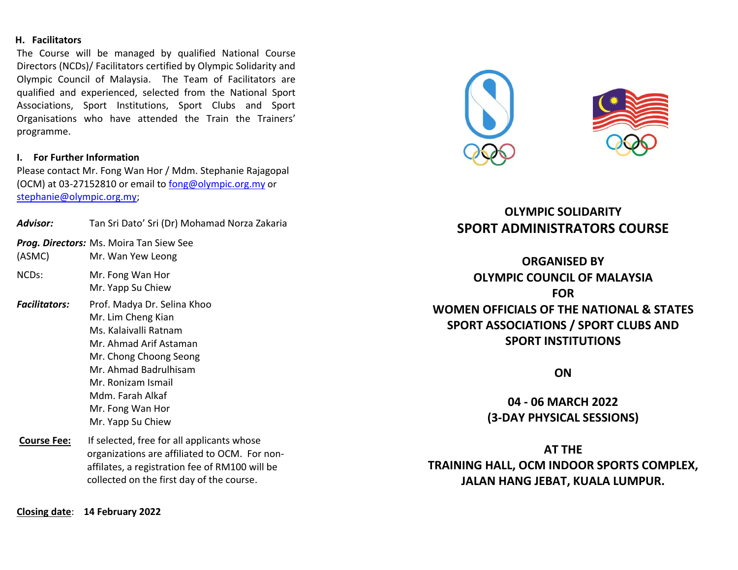### H. Facilitators

The Course will be managed by qualified National Course Directors (NCDs)/ Facilitators certified by Olympic Solidarity and Olympic Council of Malaysia. The Team of Facilitators are qualified and experienced, selected from the National Sport Associations, Sport Institutions, Sport Clubs and Sport Organisations who have attended the Train the Trainers' programme.

### I. For Further Information

Please contact Mr. Fong Wan Hor / Mdm. Stephanie Rajagopal (OCM) at 03-27152810 or email to fong@olympic.org.my or stephanie@olympic.org.my;

***Advisor:*** Tan Sri Dato' Sri (Dr) Mohamad Norza Zakaria

***Prog. Directors:*** (ASMC) Ms. Moira Tan Siew See, Mr. Wan Yew Leong

NCDs: Mr. Fong Wan Hor, Mr. Yapp Su Chiew

***Facilitators:***
- Prof. Madya Dr. Selina Khoo
- Mr. Lim Cheng Kian
- Ms. Kalaivalli Ratnam
- Mr. Ahmad Arif Astaman
- Mr. Chong Choong Seong
- Mr. Ahmad Badrulhisam
- Mr. Ronizam Ismail
- Mdm. Farah Alkaf
- Mr. Fong Wan Hor
- Mr. Yapp Su Chiew

**Course Fee:** If selected, free for all applicants whose organizations are affiliated to OCM. For non-affilates, a registration fee of RM100 will be collected on the first day of the course.

**Closing date**: **14 February 2022**

## OLYMPIC SOLIDARITY
## SPORT ADMINISTRATORS COURSE

**ORGANISED BY**
**OLYMPIC COUNCIL OF MALAYSIA**
**FOR**
**WOMEN OFFICIALS OF THE NATIONAL & STATES SPORT ASSOCIATIONS / SPORT CLUBS AND SPORT INSTITUTIONS**

**ON**

**04 - 06 MARCH 2022**
**(3-DAY PHYSICAL SESSIONS)**

**AT THE**
**TRAINING HALL, OCM INDOOR SPORTS COMPLEX, JALAN HANG JEBAT, KUALA LUMPUR.**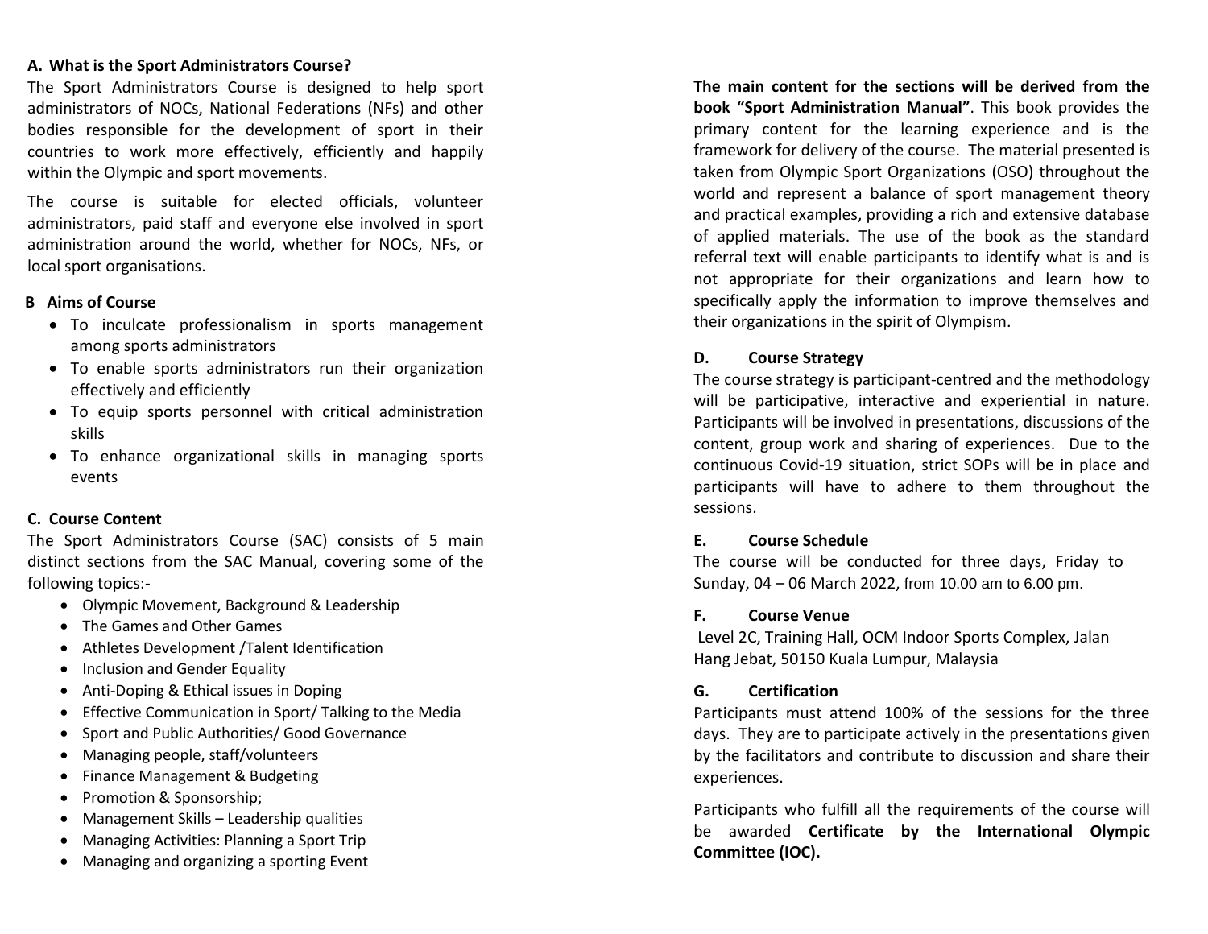## A. What is the Sport Administrators Course?

The Sport Administrators Course is designed to help sport administrators of NOCs, National Federations (NFs) and other bodies responsible for the development of sport in their countries to work more effectively, efficiently and happily within the Olympic and sport movements.

The course is suitable for elected officials, volunteer administrators, paid staff and everyone else involved in sport administration around the world, whether for NOCs, NFs, or local sport organisations.

## B Aims of Course

- To inculcate professionalism in sports management among sports administrators
- To enable sports administrators run their organization effectively and efficiently
- To equip sports personnel with critical administration skills
- To enhance organizational skills in managing sports events

## C. Course Content

The Sport Administrators Course (SAC) consists of 5 main distinct sections from the SAC Manual, covering some of the following topics:-

- Olympic Movement, Background & Leadership
- The Games and Other Games
- Athletes Development /Talent Identification
- Inclusion and Gender Equality
- Anti-Doping & Ethical issues in Doping
- Effective Communication in Sport/ Talking to the Media
- Sport and Public Authorities/ Good Governance
- Managing people, staff/volunteers
- Finance Management & Budgeting
- Promotion & Sponsorship;
- Management Skills – Leadership qualities
- Managing Activities: Planning a Sport Trip
- Managing and organizing a sporting Event

**The main content for the sections will be derived from the book "Sport Administration Manual"**. This book provides the primary content for the learning experience and is the framework for delivery of the course. The material presented is taken from Olympic Sport Organizations (OSO) throughout the world and represent a balance of sport management theory and practical examples, providing a rich and extensive database of applied materials. The use of the book as the standard referral text will enable participants to identify what is and is not appropriate for their organizations and learn how to specifically apply the information to improve themselves and their organizations in the spirit of Olympism.

## D. Course Strategy

The course strategy is participant-centred and the methodology will be participative, interactive and experiential in nature. Participants will be involved in presentations, discussions of the content, group work and sharing of experiences. Due to the continuous Covid-19 situation, strict SOPs will be in place and participants will have to adhere to them throughout the sessions.

## E. Course Schedule

The course will be conducted for three days, Friday to Sunday, 04 – 06 March 2022, from 10.00 am to 6.00 pm.

## F. Course Venue

Level 2C, Training Hall, OCM Indoor Sports Complex, Jalan Hang Jebat, 50150 Kuala Lumpur, Malaysia

## G. Certification

Participants must attend 100% of the sessions for the three days. They are to participate actively in the presentations given by the facilitators and contribute to discussion and share their experiences.

Participants who fulfill all the requirements of the course will be awarded **Certificate by the International Olympic Committee (IOC).**